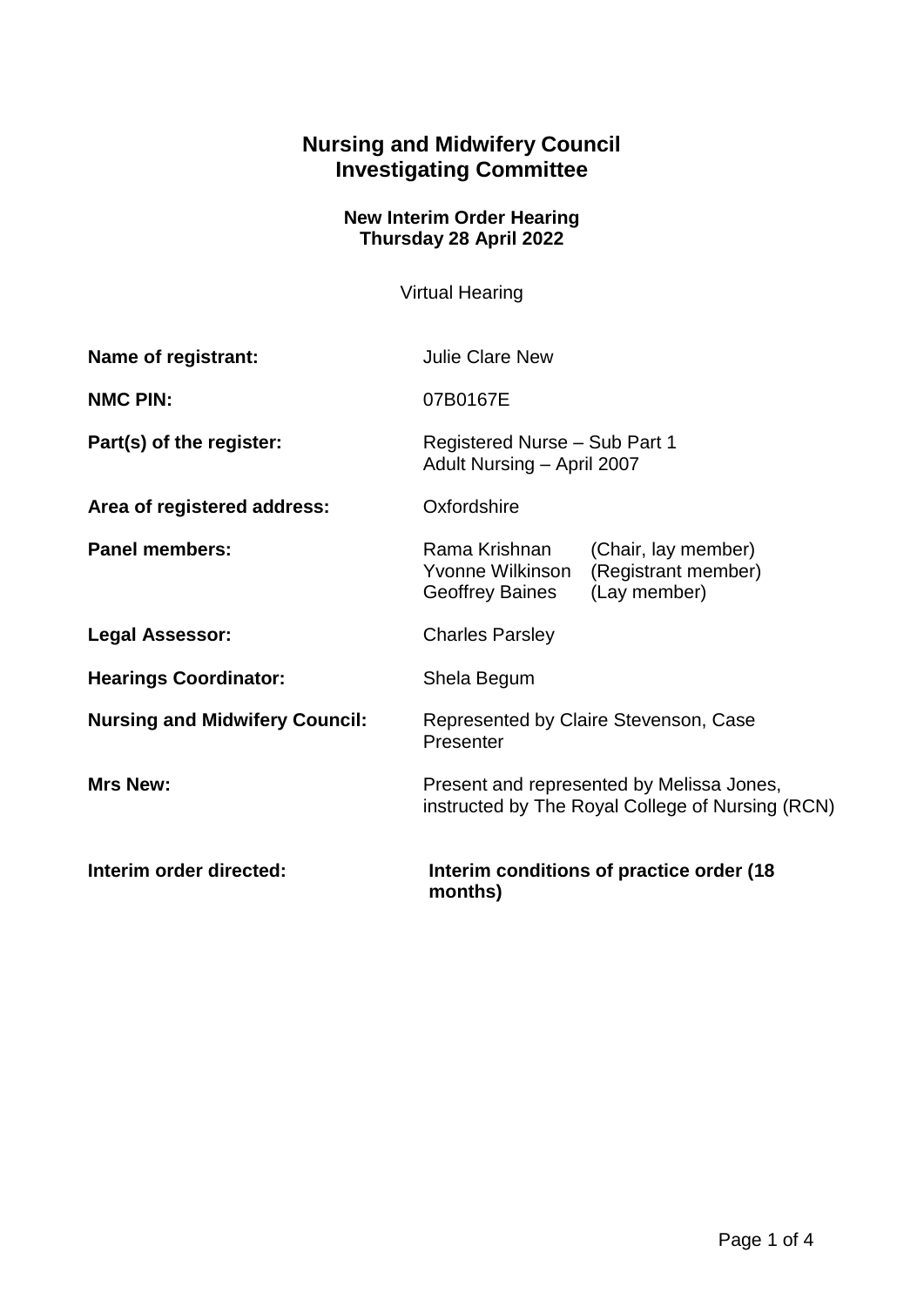# Nursing and Midwifery Council
# Investigating Committee

### New Interim Order Hearing
### Thursday 28 April 2022

Virtual Hearing

| | | |
|---|---|---|
| **Name of registrant:** | Julie Clare New | |
| **NMC PIN:** | 07B0167E | |
| **Part(s) of the register:** | Registered Nurse – Sub Part 1<br>Adult Nursing – April 2007 | |
| **Area of registered address:** | Oxfordshire | |
| **Panel members:** | Rama Krishnan<br>Yvonne Wilkinson<br>Geoffrey Baines | (Chair, lay member)<br>(Registrant member)<br>(Lay member) |
| **Legal Assessor:** | Charles Parsley | |
| **Hearings Coordinator:** | Shela Begum | |
| **Nursing and Midwifery Council:** | Represented by Claire Stevenson, Case Presenter | |
| **Mrs New:** | Present and represented by Melissa Jones, instructed by The Royal College of Nursing (RCN) | |
| **Interim order directed:** | **Interim conditions of practice order (18 months)** | |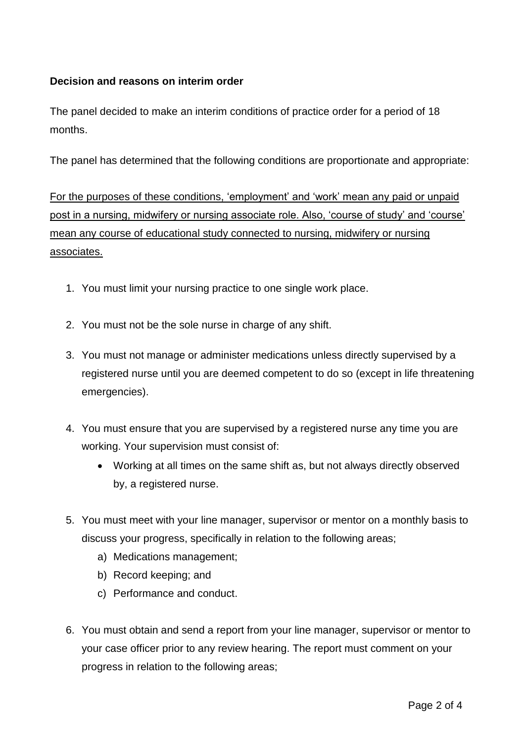**Decision and reasons on interim order**

The panel decided to make an interim conditions of practice order for a period of 18 months.

The panel has determined that the following conditions are proportionate and appropriate:

<u>For the purposes of these conditions, 'employment' and 'work' mean any paid or unpaid post in a nursing, midwifery or nursing associate role. Also, 'course of study' and 'course' mean any course of educational study connected to nursing, midwifery or nursing associates.</u>

1. You must limit your nursing practice to one single work place.

2. You must not be the sole nurse in charge of any shift.

3. You must not manage or administer medications unless directly supervised by a registered nurse until you are deemed competent to do so (except in life threatening emergencies).

4. You must ensure that you are supervised by a registered nurse any time you are working. Your supervision must consist of:
   - Working at all times on the same shift as, but not always directly observed by, a registered nurse.

5. You must meet with your line manager, supervisor or mentor on a monthly basis to discuss your progress, specifically in relation to the following areas;
   a) Medications management;
   b) Record keeping; and
   c) Performance and conduct.

6. You must obtain and send a report from your line manager, supervisor or mentor to your case officer prior to any review hearing. The report must comment on your progress in relation to the following areas;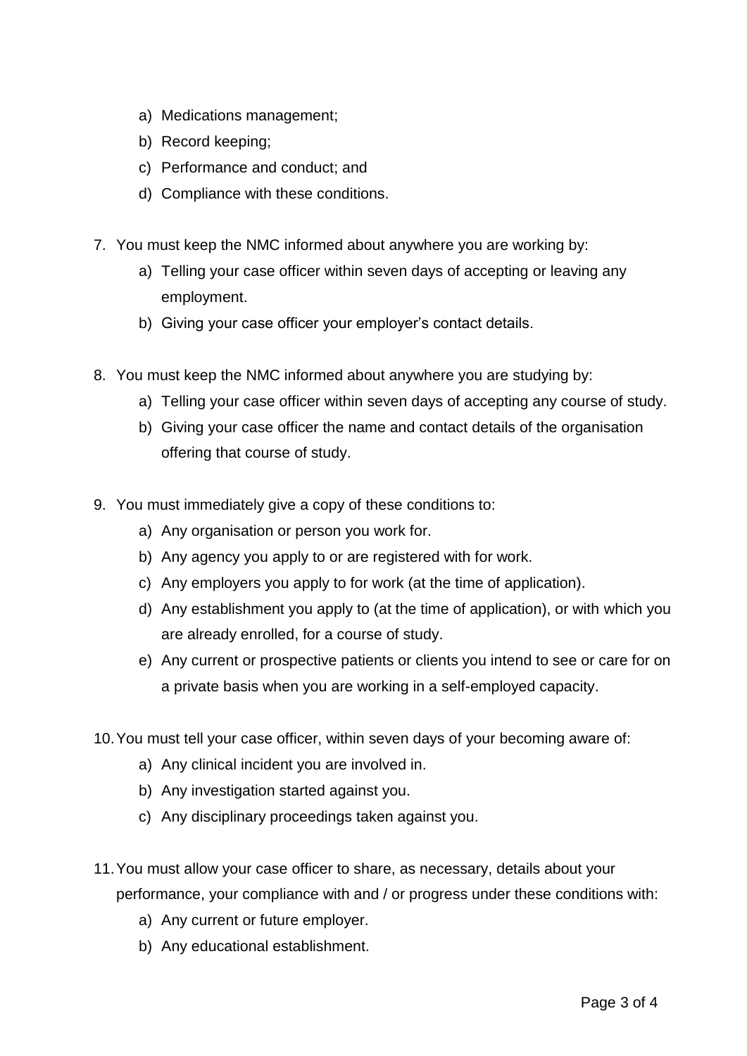a) Medications management;
b) Record keeping;
c) Performance and conduct; and
d) Compliance with these conditions.

7. You must keep the NMC informed about anywhere you are working by:
    a) Telling your case officer within seven days of accepting or leaving any employment.
    b) Giving your case officer your employer's contact details.

8. You must keep the NMC informed about anywhere you are studying by:
    a) Telling your case officer within seven days of accepting any course of study.
    b) Giving your case officer the name and contact details of the organisation offering that course of study.

9. You must immediately give a copy of these conditions to:
    a) Any organisation or person you work for.
    b) Any agency you apply to or are registered with for work.
    c) Any employers you apply to for work (at the time of application).
    d) Any establishment you apply to (at the time of application), or with which you are already enrolled, for a course of study.
    e) Any current or prospective patients or clients you intend to see or care for on a private basis when you are working in a self-employed capacity.

10. You must tell your case officer, within seven days of your becoming aware of:
    a) Any clinical incident you are involved in.
    b) Any investigation started against you.
    c) Any disciplinary proceedings taken against you.

11. You must allow your case officer to share, as necessary, details about your performance, your compliance with and / or progress under these conditions with:
    a) Any current or future employer.
    b) Any educational establishment.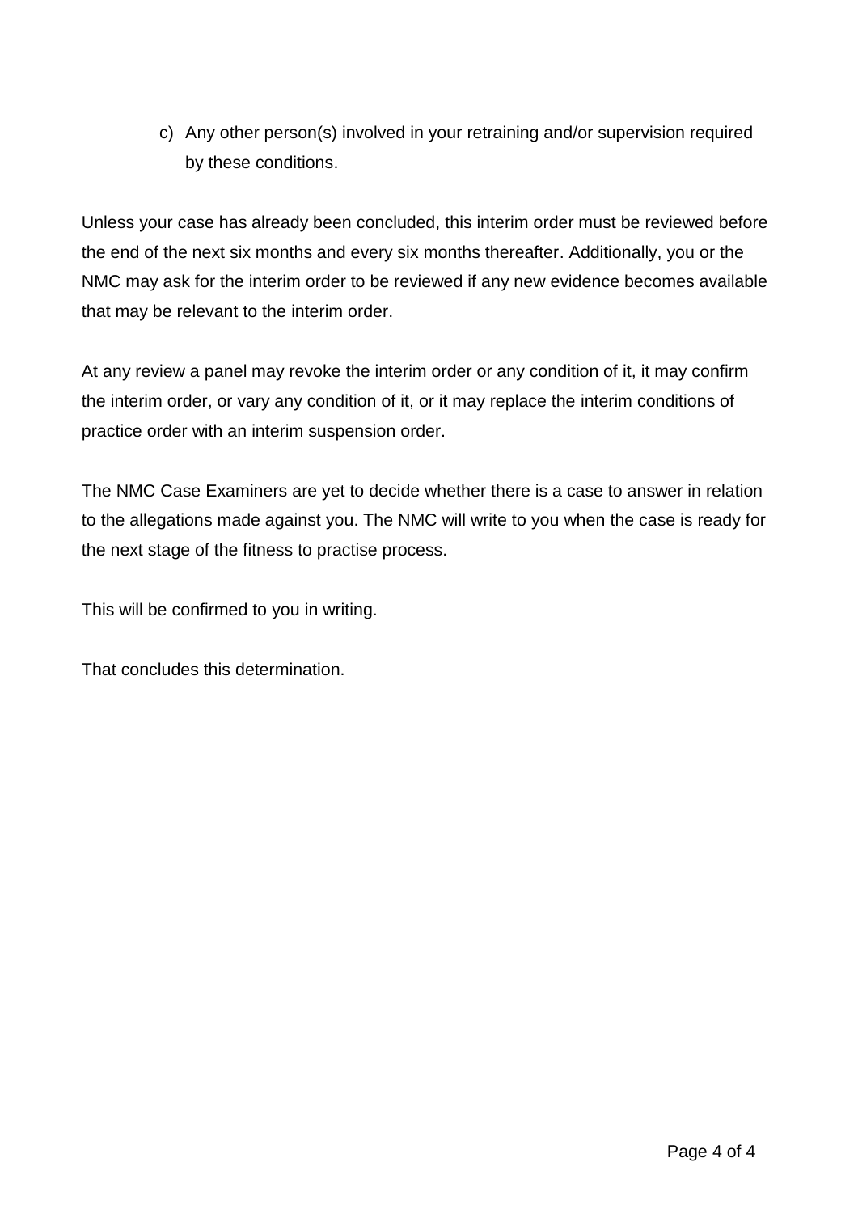c) Any other person(s) involved in your retraining and/or supervision required by these conditions.

Unless your case has already been concluded, this interim order must be reviewed before the end of the next six months and every six months thereafter. Additionally, you or the NMC may ask for the interim order to be reviewed if any new evidence becomes available that may be relevant to the interim order.

At any review a panel may revoke the interim order or any condition of it, it may confirm the interim order, or vary any condition of it, or it may replace the interim conditions of practice order with an interim suspension order.

The NMC Case Examiners are yet to decide whether there is a case to answer in relation to the allegations made against you. The NMC will write to you when the case is ready for the next stage of the fitness to practise process.

This will be confirmed to you in writing.

That concludes this determination.